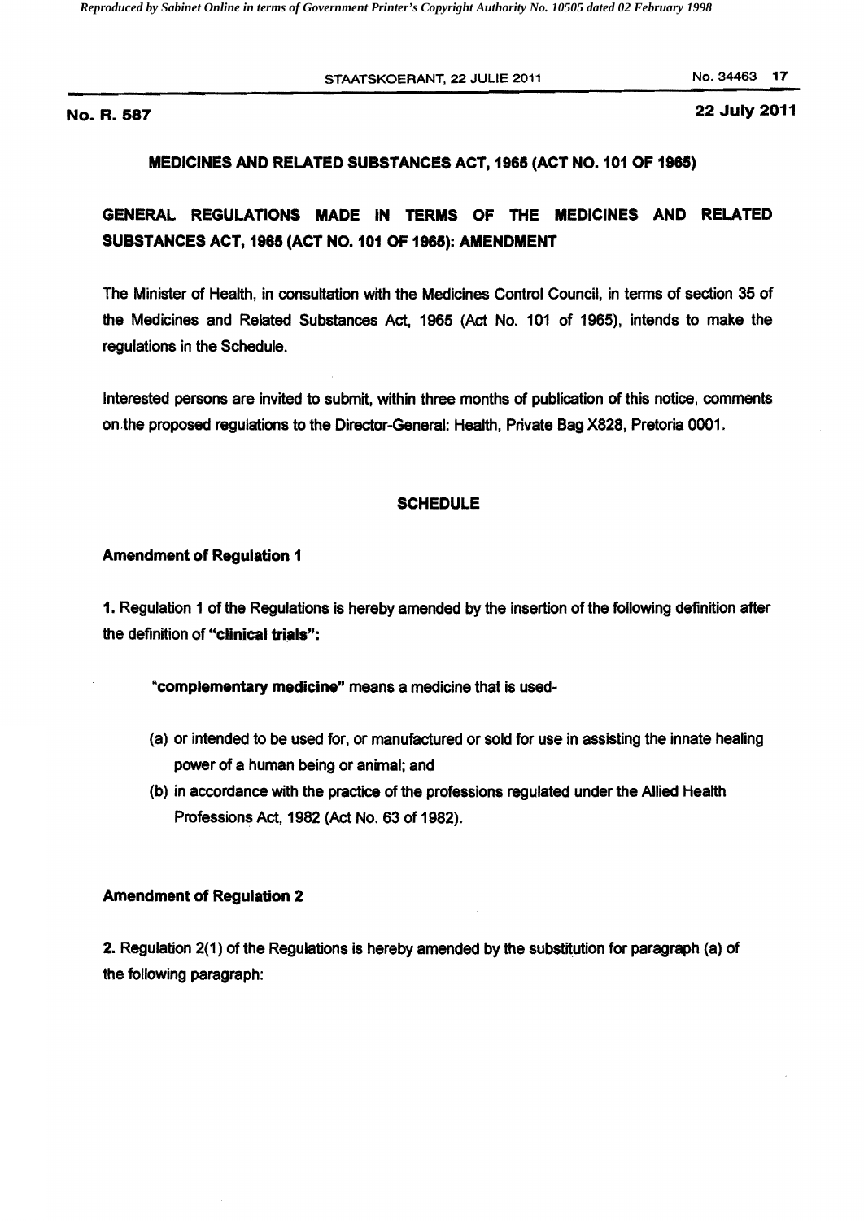**No. R. 587** **22 July 2011**

## MEDICINES AND RELATED SUBSTANCES ACT, 1965 (ACT NO. 101 OF 1965)

## GENERAL REGULATIONS MADE IN TERMS OF THE MEDICINES AND RELATED SUBSTANCES ACT, 1965 (ACT NO. 101 OF 1965): AMENDMENT

The Minister of Health, in consultation with the Medicines Control Council, in terms of section 35 of the Medicines and Related Substances Act, 1965 (Act No. 101 of 1965), intends to make the regulations in the Schedule.

Interested persons are invited to submit, within three months of publication of this notice, comments on the proposed regulations to the Director-General: Health, Private Bag X828, Pretoria 0001.

### SCHEDULE

**Amendment of Regulation 1**

**1.** Regulation 1 of the Regulations is hereby amended by the insertion of the following definition after the definition of **"clinical trials"**:

> **"complementary medicine"** means a medicine that is used-
>
> (a) or intended to be used for, or manufactured or sold for use in assisting the innate healing power of a human being or animal; and
>
> (b) in accordance with the practice of the professions regulated under the Allied Health Professions Act, 1982 (Act No. 63 of 1982).

**Amendment of Regulation 2**

**2.** Regulation 2(1) of the Regulations is hereby amended by the substitution for paragraph (a) of the following paragraph: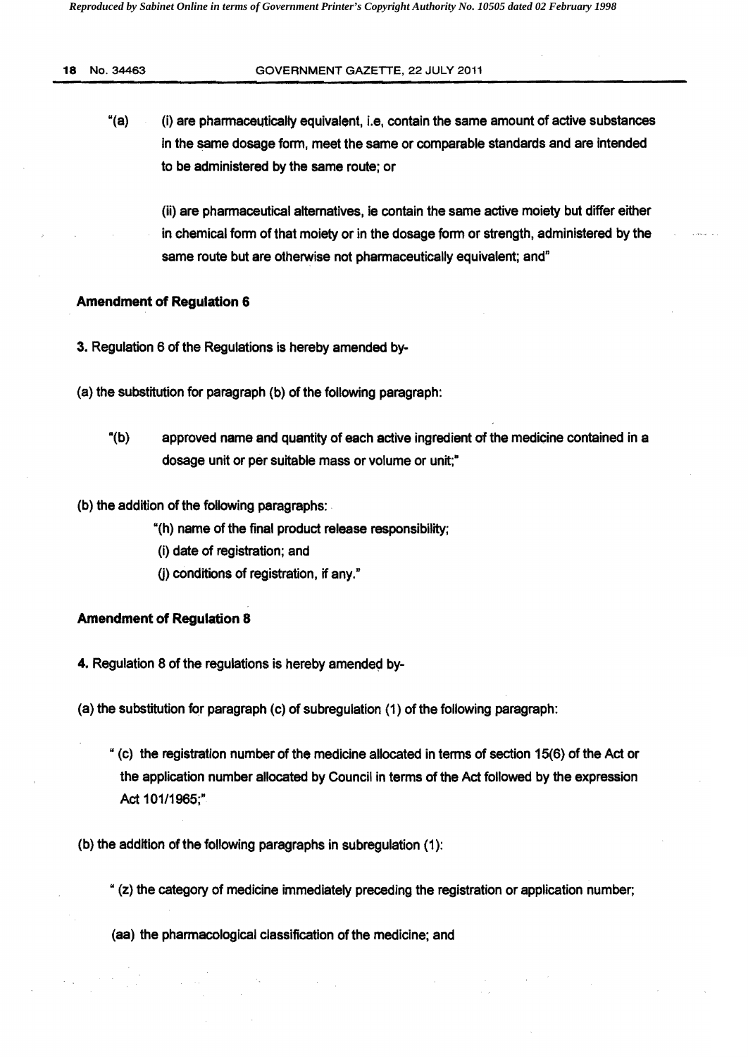"(a) (i) are pharmaceutically equivalent, i.e, contain the same amount of active substances in the same dosage form, meet the same or comparable standards and are intended to be administered by the same route; or

(ii) are pharmaceutical alternatives, ie contain the same active moiety but differ either in chemical form of that moiety or in the dosage form or strength, administered by the same route but are otherwise not pharmaceutically equivalent; and"

**Amendment of Regulation 6**

**3.** Regulation 6 of the Regulations is hereby amended by-

(a) the substitution for paragraph (b) of the following paragraph:

"(b) approved name and quantity of each active ingredient of the medicine contained in a dosage unit or per suitable mass or volume or unit;"

(b) the addition of the following paragraphs:

"(h) name of the final product release responsibility;
(i) date of registration; and
(j) conditions of registration, if any."

**Amendment of Regulation 8**

**4.** Regulation 8 of the regulations is hereby amended by-

(a) the substitution for paragraph (c) of subregulation (1) of the following paragraph:

" (c) the registration number of the medicine allocated in terms of section 15(6) of the Act or the application number allocated by Council in terms of the Act followed by the expression Act 101/1965;"

(b) the addition of the following paragraphs in subregulation (1):

" (z) the category of medicine immediately preceding the registration or application number;

(aa) the pharmacological classification of the medicine; and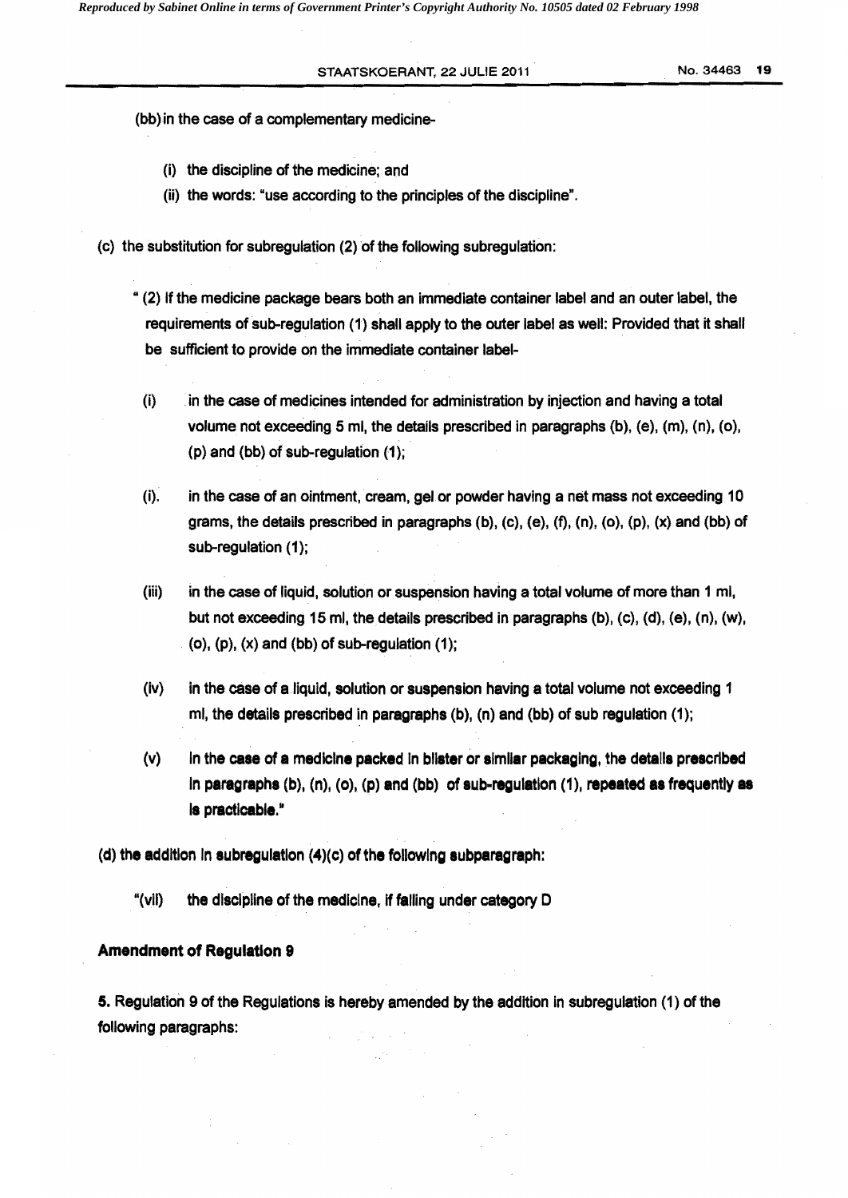(bb) in the case of a complementary medicine-

(i) the discipline of the medicine; and

(ii) the words: "use according to the principles of the discipline".

(c) the substitution for subregulation (2) of the following subregulation:

" (2) If the medicine package bears both an immediate container label and an outer label, the requirements of sub-regulation (1) shall apply to the outer label as well: Provided that it shall be sufficient to provide on the immediate container label-

(i) in the case of medicines intended for administration by injection and having a total volume not exceeding 5 ml, the details prescribed in paragraphs (b), (e), (m), (n), (o), (p) and (bb) of sub-regulation (1);

(i). in the case of an ointment, cream, gel or powder having a net mass not exceeding 10 grams, the details prescribed in paragraphs (b), (c), (e), (f), (n), (o), (p), (x) and (bb) of sub-regulation (1);

(iii) in the case of liquid, solution or suspension having a total volume of more than 1 ml, but not exceeding 15 ml, the details prescribed in paragraphs (b), (c), (d), (e), (n), (w), (o), (p), (x) and (bb) of sub-regulation (1);

(iv) in the case of a liquid, solution or suspension having a total volume not exceeding 1 ml, the details prescribed in paragraphs (b), (n) and (bb) of sub regulation (1);

(v) In the case of a medicine packed in blister or similar packaging, the details prescribed in paragraphs (b), (n), (o), (p) and (bb) of sub-regulation (1), repeated as frequently as is practicable."

(d) the addition in subregulation (4)(c) of the following subparagraph:

"(vii) the discipline of the medicine, if falling under category D

**Amendment of Regulation 9**

5. Regulation 9 of the Regulations is hereby amended by the addition in subregulation (1) of the following paragraphs: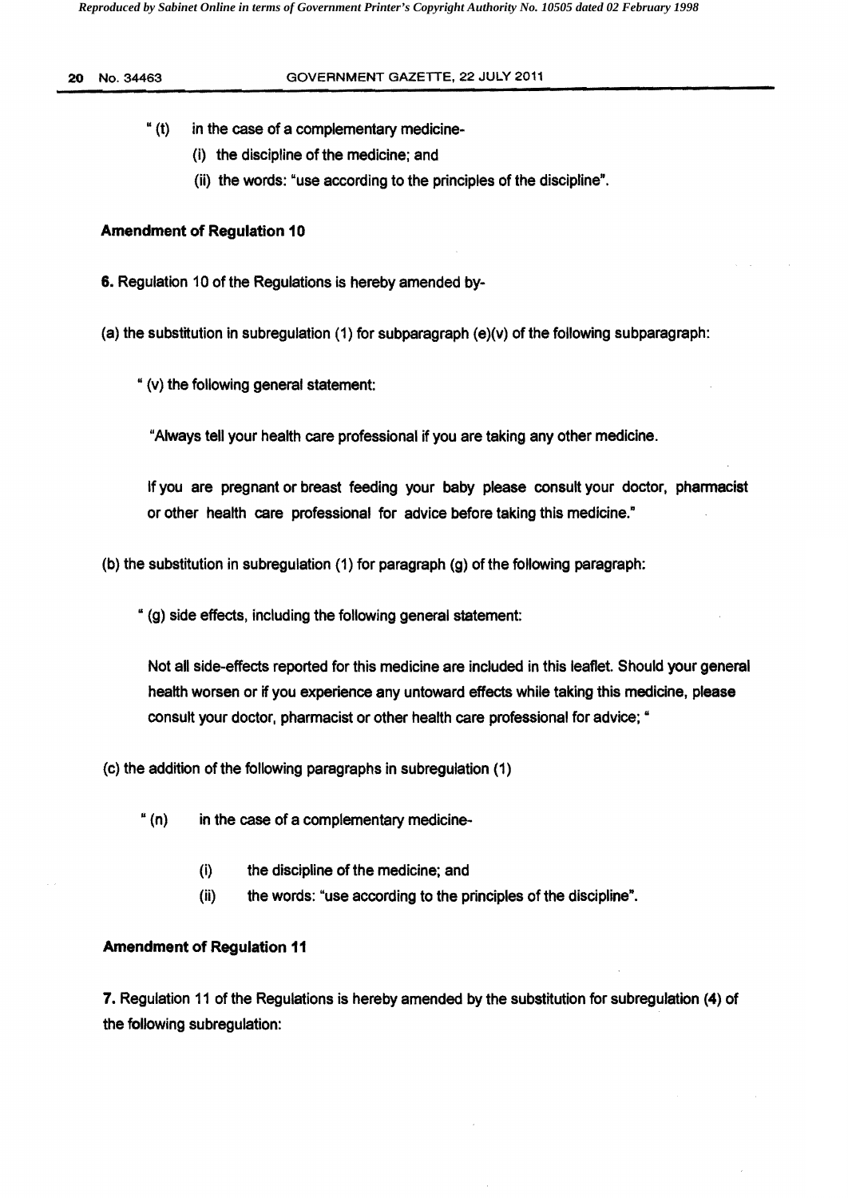" (t) in the case of a complementary medicine-

(i) the discipline of the medicine; and

(ii) the words: "use according to the principles of the discipline".

**Amendment of Regulation 10**

**6.** Regulation 10 of the Regulations is hereby amended by-

(a) the substitution in subregulation (1) for subparagraph (e)(v) of the following subparagraph:

" (v) the following general statement:

"Always tell your health care professional if you are taking any other medicine.

If you are pregnant or breast feeding your baby please consult your doctor, pharmacist or other health care professional for advice before taking this medicine."

(b) the substitution in subregulation (1) for paragraph (g) of the following paragraph:

" (g) side effects, including the following general statement:

Not all side-effects reported for this medicine are included in this leaflet. Should your general health worsen or if you experience any untoward effects while taking this medicine, please consult your doctor, pharmacist or other health care professional for advice; "

(c) the addition of the following paragraphs in subregulation (1)

" (n) in the case of a complementary medicine-

(i) the discipline of the medicine; and

(ii) the words: "use according to the principles of the discipline".

**Amendment of Regulation 11**

**7.** Regulation 11 of the Regulations is hereby amended by the substitution for subregulation (4) of the following subregulation: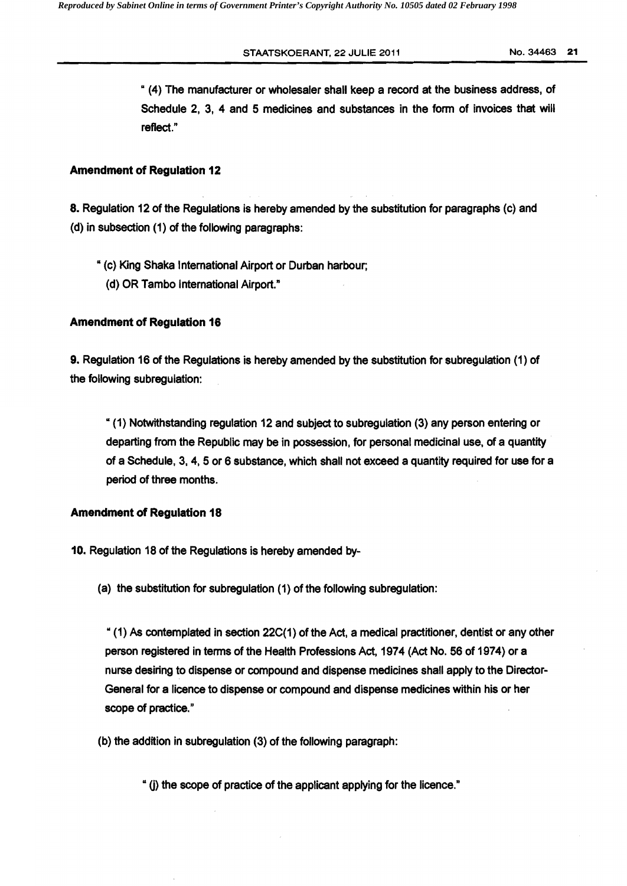" (4) The manufacturer or wholesaler shall keep a record at the business address, of Schedule 2, 3, 4 and 5 medicines and substances in the form of invoices that will reflect."

**Amendment of Regulation 12**

**8.** Regulation 12 of the Regulations is hereby amended by the substitution for paragraphs (c) and (d) in subsection (1) of the following paragraphs:

" (c) King Shaka International Airport or Durban harbour;
(d) OR Tambo International Airport."

**Amendment of Regulation 16**

**9.** Regulation 16 of the Regulations is hereby amended by the substitution for subregulation (1) of the following subregulation:

" (1) Notwithstanding regulation 12 and subject to subregulation (3) any person entering or departing from the Republic may be in possession, for personal medicinal use, of a quantity of a Schedule, 3, 4, 5 or 6 substance, which shall not exceed a quantity required for use for a period of three months.

**Amendment of Regulation 18**

**10.** Regulation 18 of the Regulations is hereby amended by-

(a) the substitution for subregulation (1) of the following subregulation:

" (1) As contemplated in section 22C(1) of the Act, a medical practitioner, dentist or any other person registered in terms of the Health Professions Act, 1974 (Act No. 56 of 1974) or a nurse desiring to dispense or compound and dispense medicines shall apply to the Director-General for a licence to dispense or compound and dispense medicines within his or her scope of practice."

(b) the addition in subregulation (3) of the following paragraph:

" (j) the scope of practice of the applicant applying for the licence."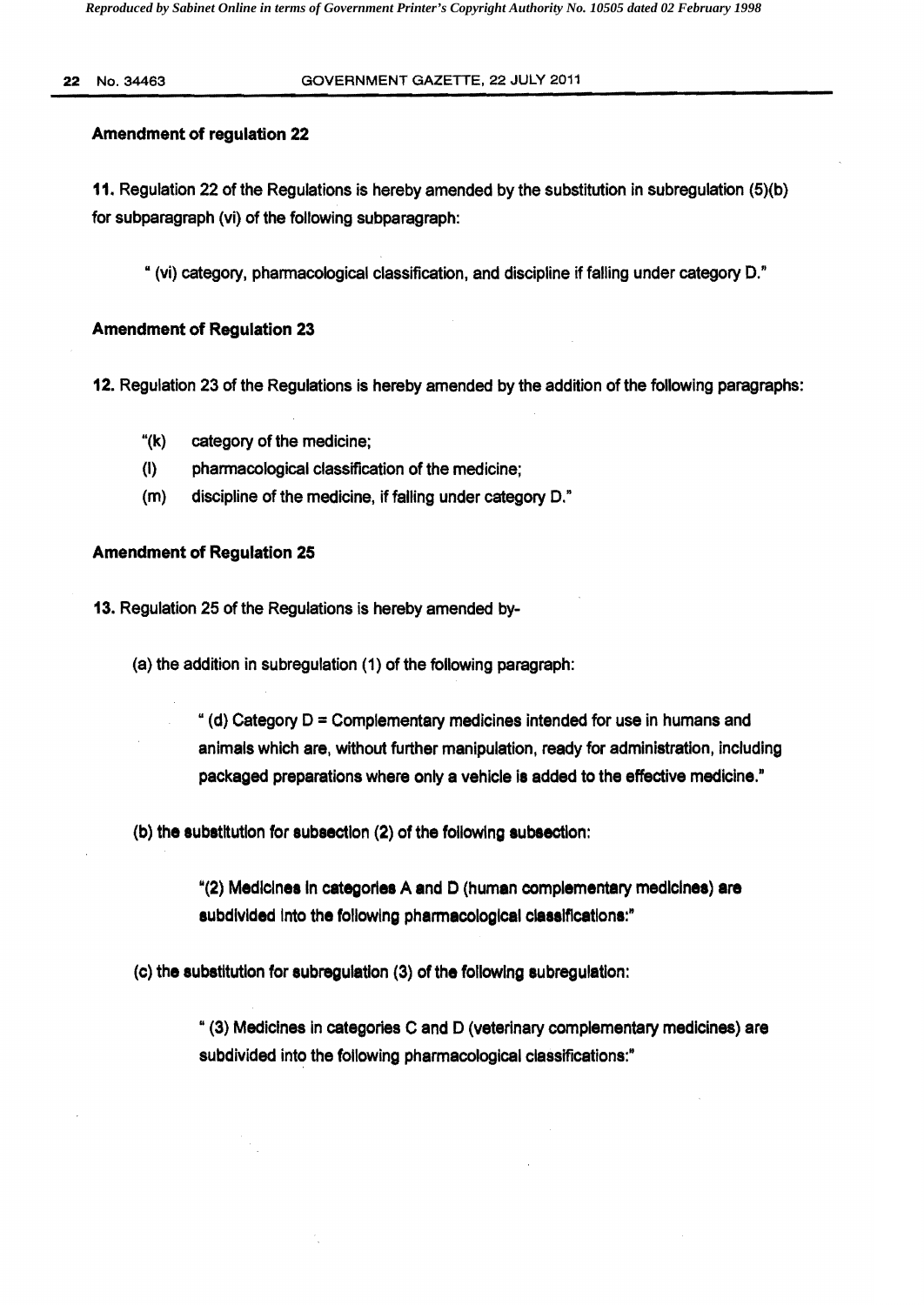**Amendment of regulation 22**

**11.** Regulation 22 of the Regulations is hereby amended by the substitution in subregulation (5)(b) for subparagraph (vi) of the following subparagraph:

> " (vi) category, pharmacological classification, and discipline if falling under category D."

**Amendment of Regulation 23**

**12.** Regulation 23 of the Regulations is hereby amended by the addition of the following paragraphs:

> "(k) category of the medicine;
>
> (l) pharmacological classification of the medicine;
>
> (m) discipline of the medicine, if falling under category D."

**Amendment of Regulation 25**

**13.** Regulation 25 of the Regulations is hereby amended by-

(a) the addition in subregulation (1) of the following paragraph:

> " (d) Category D = Complementary medicines intended for use in humans and animals which are, without further manipulation, ready for administration, including packaged preparations where only a vehicle is added to the effective medicine."

(b) the substitution for subsection (2) of the following subsection:

> "(2) Medicines in categories A and D (human complementary medicines) are subdivided into the following pharmacological classifications:"

(c) the substitution for subregulation (3) of the following subregulation:

> " (3) Medicines in categories C and D (veterinary complementary medicines) are subdivided into the following pharmacological classifications:"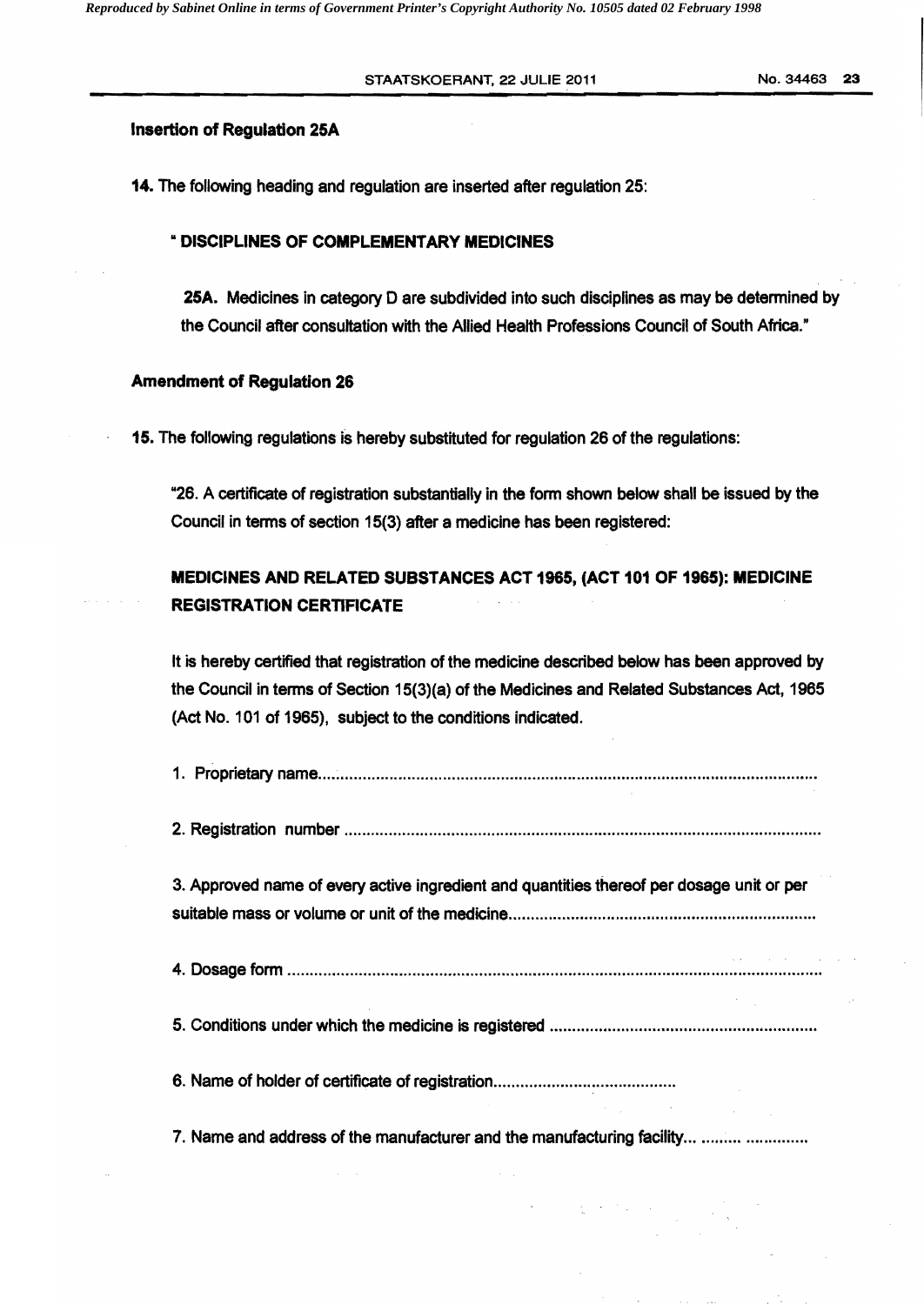**Insertion of Regulation 25A**

**14.** The following heading and regulation are inserted after regulation 25:

**" DISCIPLINES OF COMPLEMENTARY MEDICINES**

**25A.** Medicines in category D are subdivided into such disciplines as may be determined by the Council after consultation with the Allied Health Professions Council of South Africa."

**Amendment of Regulation 26**

**15.** The following regulations is hereby substituted for regulation 26 of the regulations:

"26. A certificate of registration substantially in the form shown below shall be issued by the Council in terms of section 15(3) after a medicine has been registered:

**MEDICINES AND RELATED SUBSTANCES ACT 1965, (ACT 101 OF 1965): MEDICINE REGISTRATION CERTIFICATE**

It is hereby certified that registration of the medicine described below has been approved by the Council in terms of Section 15(3)(a) of the Medicines and Related Substances Act, 1965 (Act No. 101 of 1965), subject to the conditions indicated.

1. Proprietary name..............................................................................................................

2. Registration number .........................................................................................................

3. Approved name of every active ingredient and quantities thereof per dosage unit or per suitable mass or volume or unit of the medicine....................................................................

4. Dosage form .....................................................................................................................

5. Conditions under which the medicine is registered ...........................................................

6. Name of holder of certificate of registration........................................

7. Name and address of the manufacturer and the manufacturing facility... ......... ..............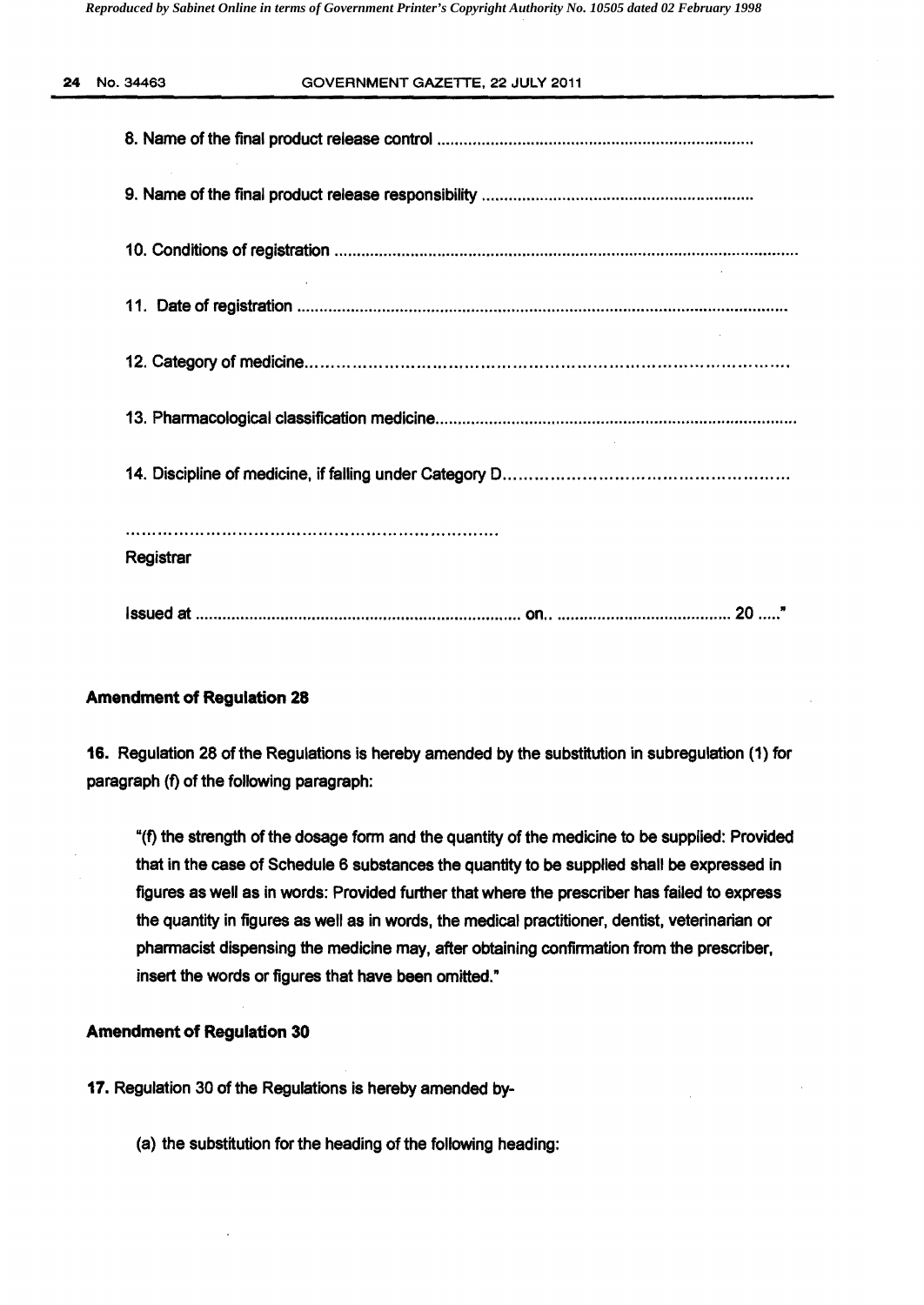8. Name of the final product release control ......................................................................

9. Name of the final product release responsibility ............................................................

10. Conditions of registration ......................................................................................................

11. Date of registration ............................................................................................................

12. Category of medicine..........................................................................................................

13. Pharmacological classification medicine.................................................................................

14. Discipline of medicine, if falling under Category D....................................................

.........................................................................

Registrar

Issued at ......................................................................... on.. ....................................... 20 ....."

**Amendment of Regulation 28**

**16.** Regulation 28 of the Regulations is hereby amended by the substitution in subregulation (1) for paragraph (f) of the following paragraph:

> "(f) the strength of the dosage form and the quantity of the medicine to be supplied: Provided that in the case of Schedule 6 substances the quantity to be supplied shall be expressed in figures as well as in words: Provided further that where the prescriber has failed to express the quantity in figures as well as in words, the medical practitioner, dentist, veterinarian or pharmacist dispensing the medicine may, after obtaining confirmation from the prescriber, insert the words or figures that have been omitted."

**Amendment of Regulation 30**

**17.** Regulation 30 of the Regulations is hereby amended by-

(a) the substitution for the heading of the following heading: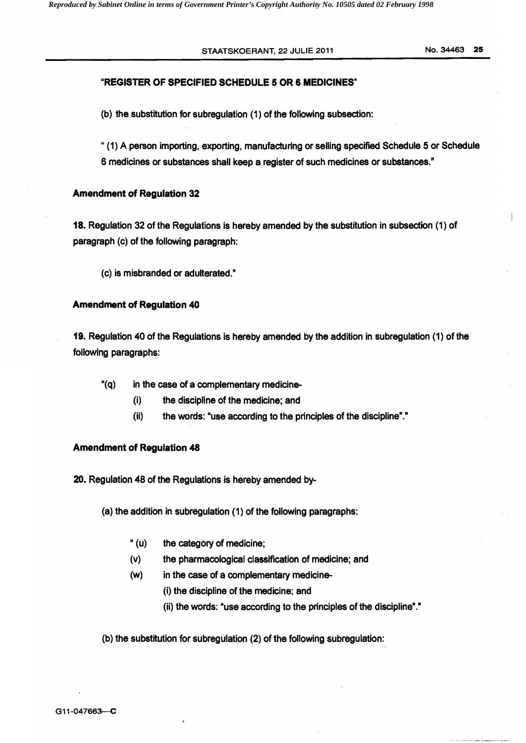**"REGISTER OF SPECIFIED SCHEDULE 5 OR 6 MEDICINES"**

(b) the substitution for subregulation (1) of the following subsection:

" (1) A person importing, exporting, manufacturing or selling specified Schedule 5 or Schedule 6 medicines or substances shall keep a register of such medicines or substances."

**Amendment of Regulation 32**

**18.** Regulation 32 of the Regulations is hereby amended by the substitution in subsection (1) of paragraph (c) of the following paragraph:

(c) is misbranded or adulterated."

**Amendment of Regulation 40**

**19.** Regulation 40 of the Regulations is hereby amended by the addition in subregulation (1) of the following paragraphs:

"(q) in the case of a complementary medicine-
- (i) the discipline of the medicine; and
- (ii) the words: "use according to the principles of the discipline"."

**Amendment of Regulation 48**

**20.** Regulation 48 of the Regulations is hereby amended by-

(a) the addition in subregulation (1) of the following paragraphs:

" (u) the category of medicine;

(v) the pharmacological classification of medicine; and

(w) in the case of a complementary medicine-
- (i) the discipline of the medicine; and
- (ii) the words: "use according to the principles of the discipline"."

(b) the substitution for subregulation (2) of the following subregulation: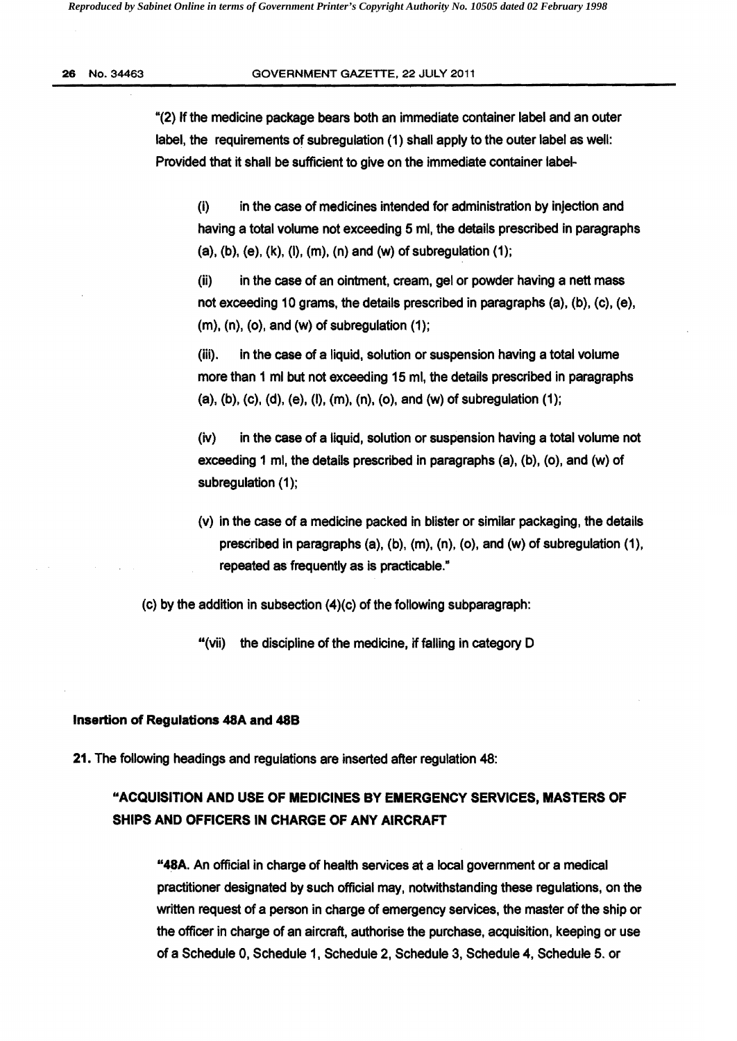"(2) If the medicine package bears both an immediate container label and an outer label, the requirements of subregulation (1) shall apply to the outer label as well: Provided that it shall be sufficient to give on the immediate container label-

(i) in the case of medicines intended for administration by injection and having a total volume not exceeding 5 ml, the details prescribed in paragraphs (a), (b), (e), (k), (l), (m), (n) and (w) of subregulation (1);

(ii) in the case of an ointment, cream, gel or powder having a nett mass not exceeding 10 grams, the details prescribed in paragraphs (a), (b), (c), (e), (m), (n), (o), and (w) of subregulation (1);

(iii). in the case of a liquid, solution or suspension having a total volume more than 1 ml but not exceeding 15 ml, the details prescribed in paragraphs (a), (b), (c), (d), (e), (l), (m), (n), (o), and (w) of subregulation (1);

(iv) in the case of a liquid, solution or suspension having a total volume not exceeding 1 ml, the details prescribed in paragraphs (a), (b), (o), and (w) of subregulation (1);

(v) in the case of a medicine packed in blister or similar packaging, the details prescribed in paragraphs (a), (b), (m), (n), (o), and (w) of subregulation (1), repeated as frequently as is practicable."

(c) by the addition in subsection (4)(c) of the following subparagraph:

"(vii) the discipline of the medicine, if falling in category D

**Insertion of Regulations 48A and 48B**

**21.** The following headings and regulations are inserted after regulation 48:

**"ACQUISITION AND USE OF MEDICINES BY EMERGENCY SERVICES, MASTERS OF SHIPS AND OFFICERS IN CHARGE OF ANY AIRCRAFT**

**"48A.** An official in charge of health services at a local government or a medical practitioner designated by such official may, notwithstanding these regulations, on the written request of a person in charge of emergency services, the master of the ship or the officer in charge of an aircraft, authorise the purchase, acquisition, keeping or use of a Schedule 0, Schedule 1, Schedule 2, Schedule 3, Schedule 4, Schedule 5. or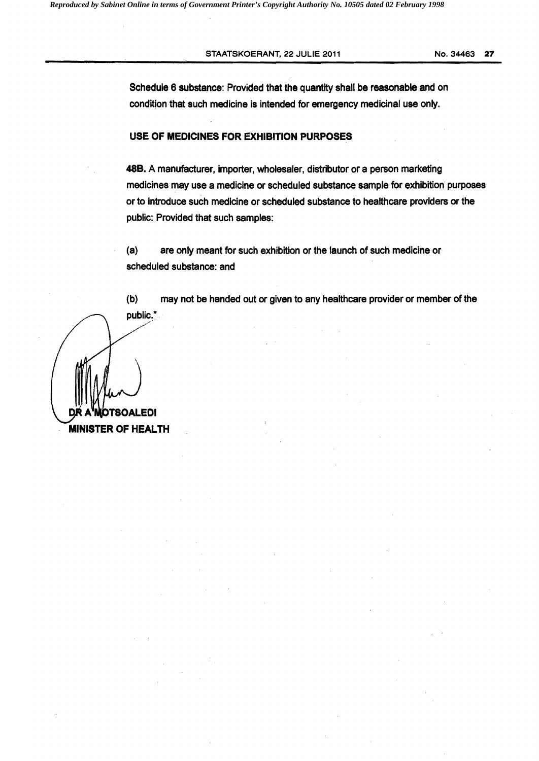Schedule 6 substance: Provided that the quantity shall be reasonable and on condition that such medicine is intended for emergency medicinal use only.

## USE OF MEDICINES FOR EXHIBITION PURPOSES

**48B.** A manufacturer, importer, wholesaler, distributor or a person marketing medicines may use a medicine or scheduled substance sample for exhibition purposes or to introduce such medicine or scheduled substance to healthcare providers or the public: Provided that such samples:

(a) are only meant for such exhibition or the launch of such medicine or scheduled substance: and

(b) may not be handed out or given to any healthcare provider or member of the public."

**DR A MOTSOALEDI**
**MINISTER OF HEALTH**